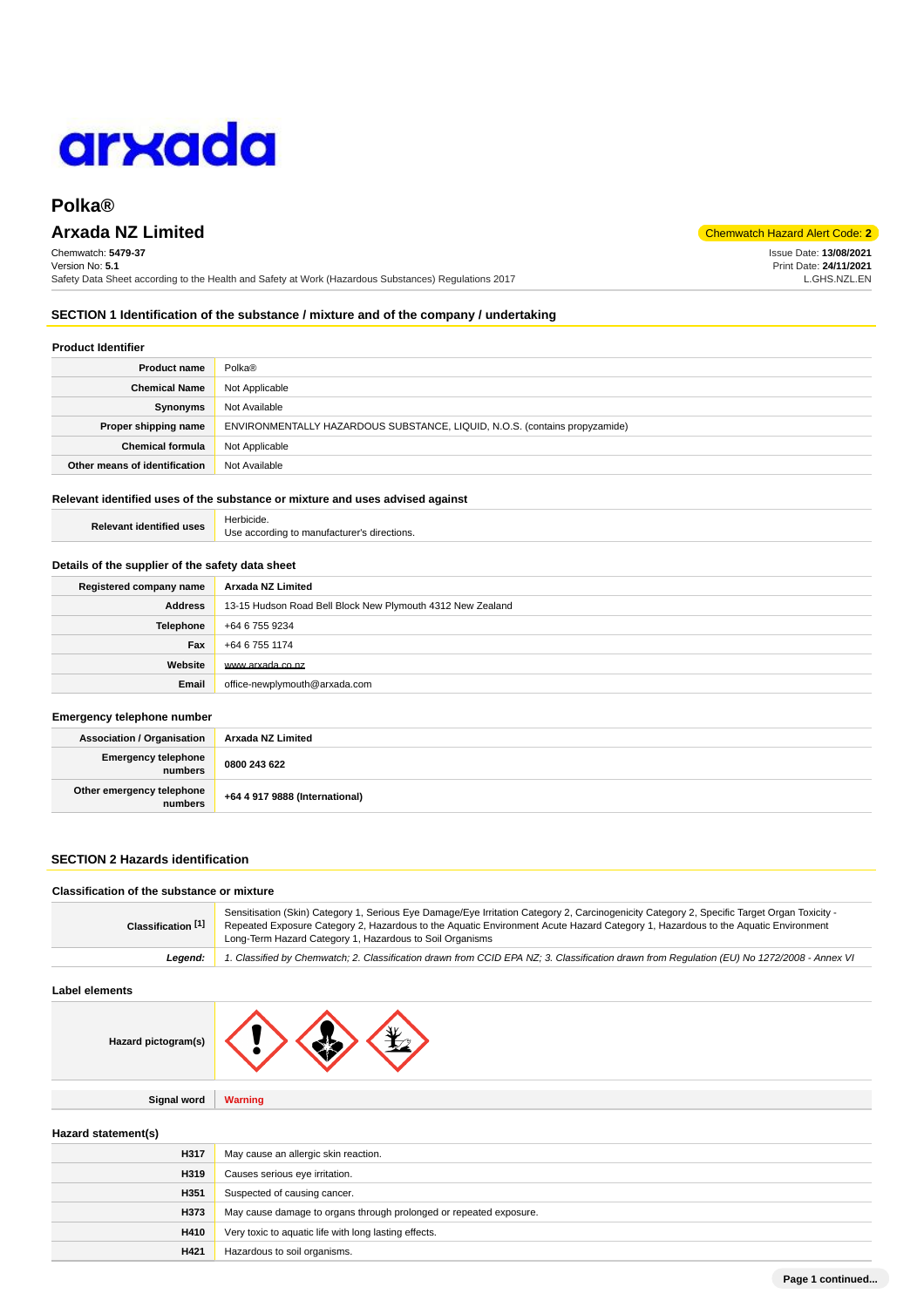# Polka®

## Arxada NZ Limited

Chemwatch Hazard Alert Code: **2**

Chemwatch: **5479-37**
Version No: **5.1**
Safety Data Sheet according to the Health and Safety at Work (Hazardous Substances) Regulations 2017

Issue Date: **13/08/2021**
Print Date: **24/11/2021**
L.GHS.NZL.EN

## SECTION 1 Identification of the substance / mixture and of the company / undertaking

### Product Identifier

| | |
|---|---|
| **Product name** | Polka® |
| **Chemical Name** | Not Applicable |
| **Synonyms** | Not Available |
| **Proper shipping name** | ENVIRONMENTALLY HAZARDOUS SUBSTANCE, LIQUID, N.O.S. (contains propyzamide) |
| **Chemical formula** | Not Applicable |
| **Other means of identification** | Not Available |

### Relevant identified uses of the substance or mixture and uses advised against

| | |
|---|---|
| **Relevant identified uses** | Herbicide.<br>Use according to manufacturer's directions. |

### Details of the supplier of the safety data sheet

| | |
|---|---|
| **Registered company name** | **Arxada NZ Limited** |
| **Address** | 13-15 Hudson Road Bell Block New Plymouth 4312 New Zealand |
| **Telephone** | +64 6 755 9234 |
| **Fax** | +64 6 755 1174 |
| **Website** | www.arxada.co.nz |
| **Email** | office-newplymouth@arxada.com |

### Emergency telephone number

| | |
|---|---|
| **Association / Organisation** | **Arxada NZ Limited** |
| **Emergency telephone numbers** | **0800 243 622** |
| **Other emergency telephone numbers** | **+64 4 917 9888 (International)** |

## SECTION 2 Hazards identification

### Classification of the substance or mixture

| | |
|---|---|
| **Classification [1]** | Sensitisation (Skin) Category 1, Serious Eye Damage/Eye Irritation Category 2, Carcinogenicity Category 2, Specific Target Organ Toxicity - Repeated Exposure Category 2, Hazardous to the Aquatic Environment Acute Hazard Category 1, Hazardous to the Aquatic Environment Long-Term Hazard Category 1, Hazardous to Soil Organisms |
| ***Legend:*** | *1. Classified by Chemwatch; 2. Classification drawn from CCID EPA NZ; 3. Classification drawn from Regulation (EU) No 1272/2008 - Annex VI* |

### Label elements

| | |
|---|---|
| **Hazard pictogram(s)** | |
| **Signal word** | **Warning** |

### Hazard statement(s)

| | |
|---|---|
| **H317** | May cause an allergic skin reaction. |
| **H319** | Causes serious eye irritation. |
| **H351** | Suspected of causing cancer. |
| **H373** | May cause damage to organs through prolonged or repeated exposure. |
| **H410** | Very toxic to aquatic life with long lasting effects. |
| **H421** | Hazardous to soil organisms. |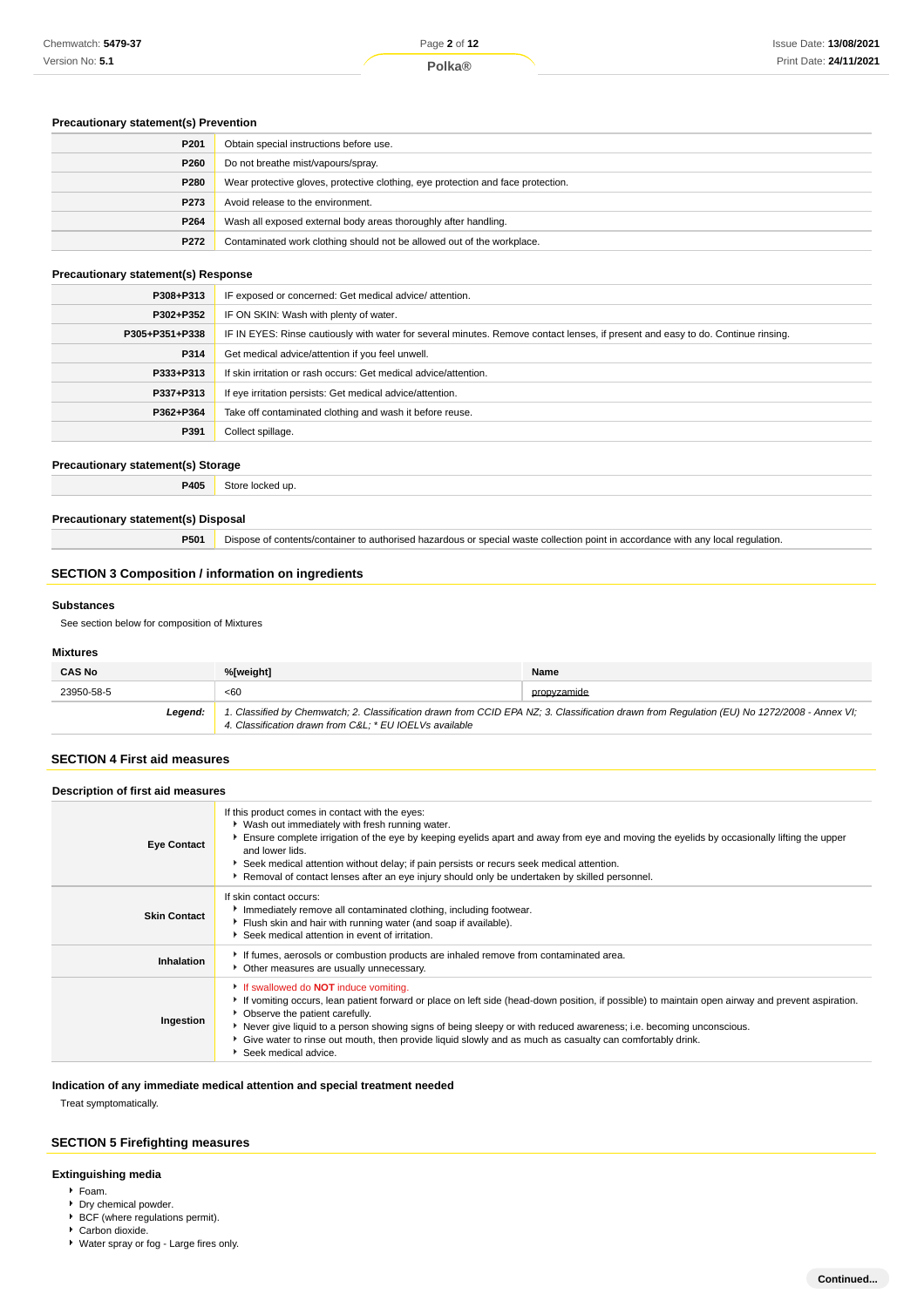#### Precautionary statement(s) Prevention

| | |
|---|---|
| **P201** | Obtain special instructions before use. |
| **P260** | Do not breathe mist/vapours/spray. |
| **P280** | Wear protective gloves, protective clothing, eye protection and face protection. |
| **P273** | Avoid release to the environment. |
| **P264** | Wash all exposed external body areas thoroughly after handling. |
| **P272** | Contaminated work clothing should not be allowed out of the workplace. |

#### Precautionary statement(s) Response

| | |
|---|---|
| **P308+P313** | IF exposed or concerned: Get medical advice/ attention. |
| **P302+P352** | IF ON SKIN: Wash with plenty of water. |
| **P305+P351+P338** | IF IN EYES: Rinse cautiously with water for several minutes. Remove contact lenses, if present and easy to do. Continue rinsing. |
| **P314** | Get medical advice/attention if you feel unwell. |
| **P333+P313** | If skin irritation or rash occurs: Get medical advice/attention. |
| **P337+P313** | If eye irritation persists: Get medical advice/attention. |
| **P362+P364** | Take off contaminated clothing and wash it before reuse. |
| **P391** | Collect spillage. |

#### Precautionary statement(s) Storage

| | |
|---|---|
| **P405** | Store locked up. |

#### Precautionary statement(s) Disposal

| | |
|---|---|
| **P501** | Dispose of contents/container to authorised hazardous or special waste collection point in accordance with any local regulation. |

## SECTION 3 Composition / information on ingredients

#### Substances

See section below for composition of Mixtures

#### Mixtures

| CAS No | %[weight] | Name |
|---|---|---|
| 23950-58-5 | <60 | propyzamide |
| ***Legend:*** | *1. Classified by Chemwatch; 2. Classification drawn from CCID EPA NZ; 3. Classification drawn from Regulation (EU) No 1272/2008 - Annex VI; 4. Classification drawn from C&L; * EU IOELVs available* | |

## SECTION 4 First aid measures

#### Description of first aid measures

| | |
|---|---|
| **Eye Contact** | If this product comes in contact with the eyes:<br>▸ Wash out immediately with fresh running water.<br>▸ Ensure complete irrigation of the eye by keeping eyelids apart and away from eye and moving the eyelids by occasionally lifting the upper and lower lids.<br>▸ Seek medical attention without delay; if pain persists or recurs seek medical attention.<br>▸ Removal of contact lenses after an eye injury should only be undertaken by skilled personnel. |
| **Skin Contact** | If skin contact occurs:<br>▸ Immediately remove all contaminated clothing, including footwear.<br>▸ Flush skin and hair with running water (and soap if available).<br>▸ Seek medical attention in event of irritation. |
| **Inhalation** | ▸ If fumes, aerosols or combustion products are inhaled remove from contaminated area.<br>▸ Other measures are usually unnecessary. |
| **Ingestion** | ▸ If swallowed do **NOT** induce vomiting.<br>▸ If vomiting occurs, lean patient forward or place on left side (head-down position, if possible) to maintain open airway and prevent aspiration.<br>▸ Observe the patient carefully.<br>▸ Never give liquid to a person showing signs of being sleepy or with reduced awareness; i.e. becoming unconscious.<br>▸ Give water to rinse out mouth, then provide liquid slowly and as much as casualty can comfortably drink.<br>▸ Seek medical advice. |

#### Indication of any immediate medical attention and special treatment needed

Treat symptomatically.

## SECTION 5 Firefighting measures

#### Extinguishing media

- Foam.
- Dry chemical powder.
- BCF (where regulations permit).
- Carbon dioxide.
- Water spray or fog - Large fires only.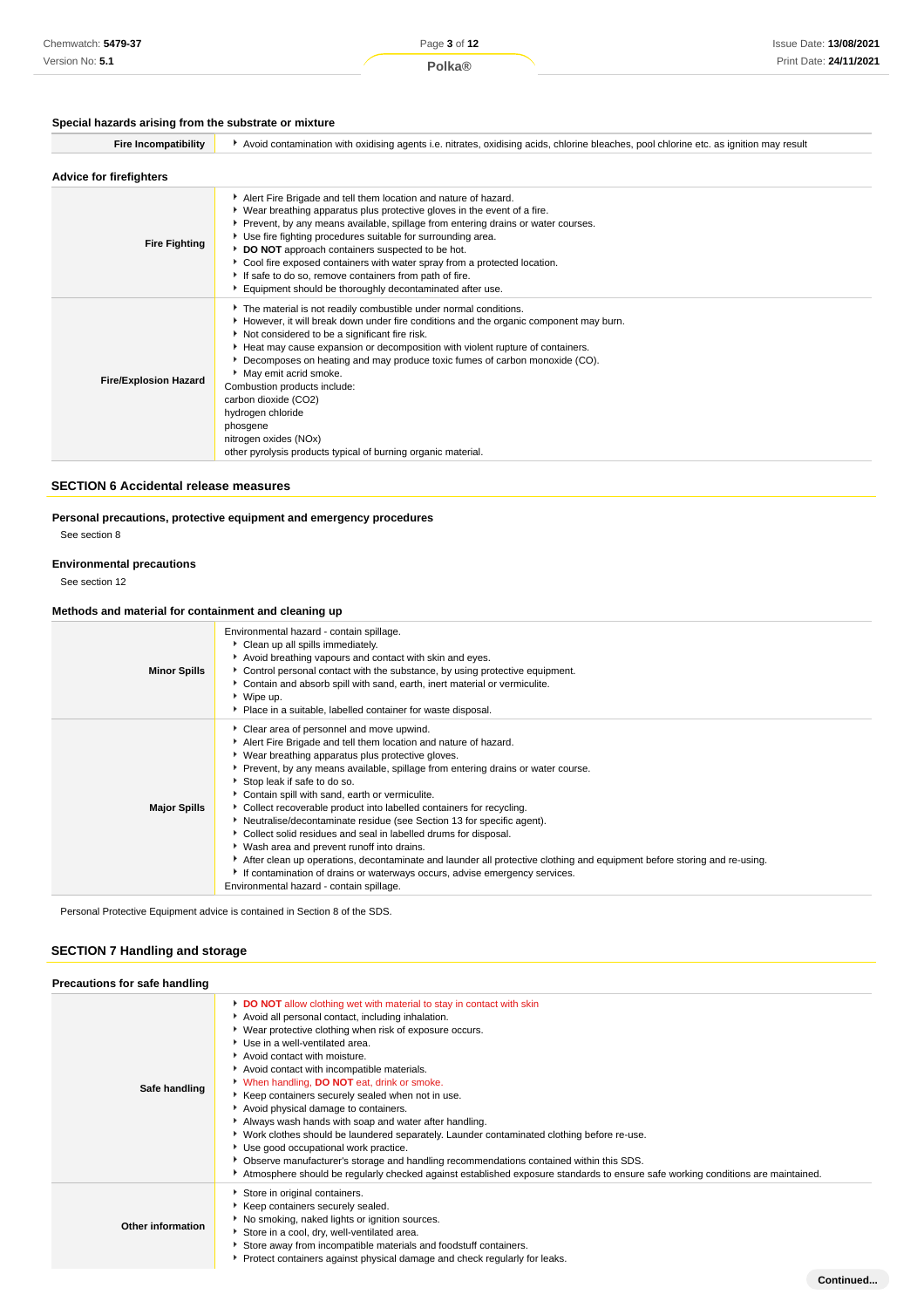### Special hazards arising from the substrate or mixture

| | |
|---|---|
| **Fire Incompatibility** | Avoid contamination with oxidising agents i.e. nitrates, oxidising acids, chlorine bleaches, pool chlorine etc. as ignition may result |

### Advice for firefighters

| | |
|---|---|
| **Fire Fighting** | Alert Fire Brigade and tell them location and nature of hazard.<br>Wear breathing apparatus plus protective gloves in the event of a fire.<br>Prevent, by any means available, spillage from entering drains or water courses.<br>Use fire fighting procedures suitable for surrounding area.<br>**DO NOT** approach containers suspected to be hot.<br>Cool fire exposed containers with water spray from a protected location.<br>If safe to do so, remove containers from path of fire.<br>Equipment should be thoroughly decontaminated after use. |
| **Fire/Explosion Hazard** | The material is not readily combustible under normal conditions.<br>However, it will break down under fire conditions and the organic component may burn.<br>Not considered to be a significant fire risk.<br>Heat may cause expansion or decomposition with violent rupture of containers.<br>Decomposes on heating and may produce toxic fumes of carbon monoxide (CO).<br>May emit acrid smoke.<br>Combustion products include:<br>carbon dioxide ($CO_2$)<br>hydrogen chloride<br>phosgene<br>nitrogen oxides (NOx)<br>other pyrolysis products typical of burning organic material. |

## SECTION 6 Accidental release measures

### Personal precautions, protective equipment and emergency procedures

See section 8

### Environmental precautions

See section 12

### Methods and material for containment and cleaning up

| | |
|---|---|
| **Minor Spills** | Environmental hazard - contain spillage.<br>Clean up all spills immediately.<br>Avoid breathing vapours and contact with skin and eyes.<br>Control personal contact with the substance, by using protective equipment.<br>Contain and absorb spill with sand, earth, inert material or vermiculite.<br>Wipe up.<br>Place in a suitable, labelled container for waste disposal. |
| **Major Spills** | Clear area of personnel and move upwind.<br>Alert Fire Brigade and tell them location and nature of hazard.<br>Wear breathing apparatus plus protective gloves.<br>Prevent, by any means available, spillage from entering drains or water course.<br>Stop leak if safe to do so.<br>Contain spill with sand, earth or vermiculite.<br>Collect recoverable product into labelled containers for recycling.<br>Neutralise/decontaminate residue (see Section 13 for specific agent).<br>Collect solid residues and seal in labelled drums for disposal.<br>Wash area and prevent runoff into drains.<br>After clean up operations, decontaminate and launder all protective clothing and equipment before storing and re-using.<br>If contamination of drains or waterways occurs, advise emergency services.<br>Environmental hazard - contain spillage. |

Personal Protective Equipment advice is contained in Section 8 of the SDS.

## SECTION 7 Handling and storage

### Precautions for safe handling

| | |
|---|---|
| **Safe handling** | **DO NOT** allow clothing wet with material to stay in contact with skin<br>Avoid all personal contact, including inhalation.<br>Wear protective clothing when risk of exposure occurs.<br>Use in a well-ventilated area.<br>Avoid contact with moisture.<br>Avoid contact with incompatible materials.<br>When handling, **DO NOT** eat, drink or smoke.<br>Keep containers securely sealed when not in use.<br>Avoid physical damage to containers.<br>Always wash hands with soap and water after handling.<br>Work clothes should be laundered separately. Launder contaminated clothing before re-use.<br>Use good occupational work practice.<br>Observe manufacturer's storage and handling recommendations contained within this SDS.<br>Atmosphere should be regularly checked against established exposure standards to ensure safe working conditions are maintained. |
| **Other information** | Store in original containers.<br>Keep containers securely sealed.<br>No smoking, naked lights or ignition sources.<br>Store in a cool, dry, well-ventilated area.<br>Store away from incompatible materials and foodstuff containers.<br>Protect containers against physical damage and check regularly for leaks. |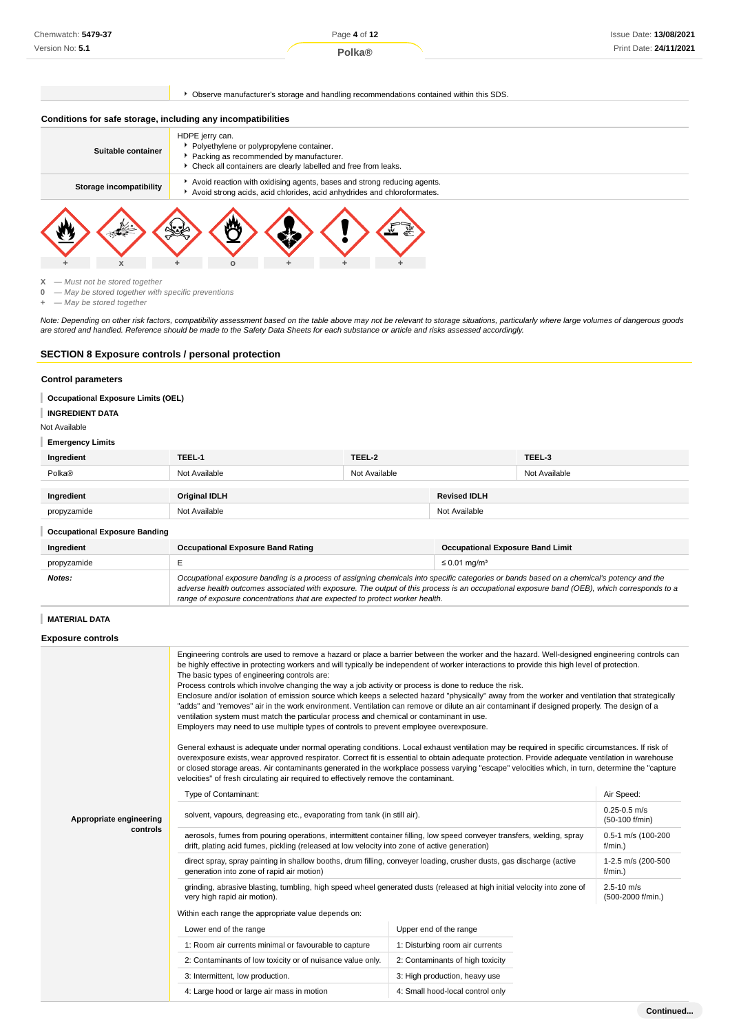| | |
|---|---|
| | - Observe manufacturer's storage and handling recommendations contained within this SDS. |

### Conditions for safe storage, including any incompatibilities

| | |
|---|---|
| **Suitable container** | HDPE jerry can.<br>- Polyethylene or polypropylene container.<br>- Packing as recommended by manufacturer.<br>- Check all containers are clearly labelled and free from leaks. |
| **Storage incompatibility** | - Avoid reaction with oxidising agents, bases and strong reducing agents.<br>- Avoid strong acids, acid chlorides, acid anhydrides and chloroformates. |

| | | | | | | |
|---|---|---|---|---|---|---|
| + | x | + | o | + | + | + |

X — *Must not be stored together*
0 — *May be stored together with specific preventions*
+ — *May be stored together*

*Note: Depending on other risk factors, compatibility assessment based on the table above may not be relevant to storage situations, particularly where large volumes of dangerous goods are stored and handled. Reference should be made to the Safety Data Sheets for each substance or article and risks assessed accordingly.*

## SECTION 8 Exposure controls / personal protection

### Control parameters

**Occupational Exposure Limits (OEL)**

**INGREDIENT DATA**

Not Available

**Emergency Limits**

| Ingredient | TEEL-1 | TEEL-2 | TEEL-3 |
|---|---|---|---|
| Polka® | Not Available | Not Available | Not Available |

| Ingredient | Original IDLH | Revised IDLH |
|---|---|---|
| propyzamide | Not Available | Not Available |

**Occupational Exposure Banding**

| Ingredient | Occupational Exposure Band Rating | Occupational Exposure Band Limit |
|---|---|---|
| propyzamide | E | ≤ 0.01 mg/m³ |
| ***Notes:*** | *Occupational exposure banding is a process of assigning chemicals into specific categories or bands based on a chemical's potency and the adverse health outcomes associated with exposure. The output of this process is an occupational exposure band (OEB), which corresponds to a range of exposure concentrations that are expected to protect worker health.* | |

**MATERIAL DATA**

### Exposure controls

**Appropriate engineering controls**

Engineering controls are used to remove a hazard or place a barrier between the worker and the hazard. Well-designed engineering controls can be highly effective in protecting workers and will typically be independent of worker interactions to provide this high level of protection.
The basic types of engineering controls are:
Process controls which involve changing the way a job activity or process is done to reduce the risk.
Enclosure and/or isolation of emission source which keeps a selected hazard "physically" away from the worker and ventilation that strategically "adds" and "removes" air in the work environment. Ventilation can remove or dilute an air contaminant if designed properly. The design of a ventilation system must match the particular process and chemical or contaminant in use.
Employers may need to use multiple types of controls to prevent employee overexposure.

General exhaust is adequate under normal operating conditions. Local exhaust ventilation may be required in specific circumstances. If risk of overexposure exists, wear approved respirator. Correct fit is essential to obtain adequate protection. Provide adequate ventilation in warehouse or closed storage areas. Air contaminants generated in the workplace possess varying "escape" velocities which, in turn, determine the "capture velocities" of fresh circulating air required to effectively remove the contaminant.

| Type of Contaminant: | Air Speed: |
|---|---|
| solvent, vapours, degreasing etc., evaporating from tank (in still air). | 0.25-0.5 m/s (50-100 f/min) |
| aerosols, fumes from pouring operations, intermittent container filling, low speed conveyer transfers, welding, spray drift, plating acid fumes, pickling (released at low velocity into zone of active generation) | 0.5-1 m/s (100-200 f/min.) |
| direct spray, spray painting in shallow booths, drum filling, conveyer loading, crusher dusts, gas discharge (active generation into zone of rapid air motion) | 1-2.5 m/s (200-500 f/min.) |
| grinding, abrasive blasting, tumbling, high speed wheel generated dusts (released at high initial velocity into zone of very high rapid air motion). | 2.5-10 m/s (500-2000 f/min.) |

Within each range the appropriate value depends on:

| Lower end of the range | Upper end of the range |
|---|---|
| 1: Room air currents minimal or favourable to capture | 1: Disturbing room air currents |
| 2: Contaminants of low toxicity or of nuisance value only. | 2: Contaminants of high toxicity |
| 3: Intermittent, low production. | 3: High production, heavy use |
| 4: Large hood or large air mass in motion | 4: Small hood-local control only |

**Continued...**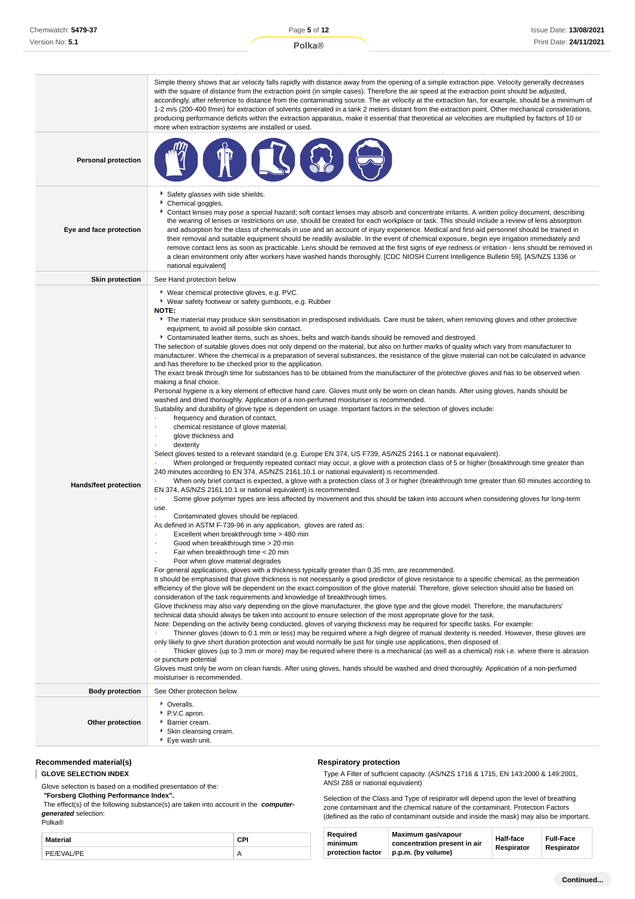| | |
|---|---|
| | Simple theory shows that air velocity falls rapidly with distance away from the opening of a simple extraction pipe. Velocity generally decreases with the square of distance from the extraction point (in simple cases). Therefore the air speed at the extraction point should be adjusted, accordingly, after reference to distance from the contaminating source. The air velocity at the extraction fan, for example, should be a minimum of 1-2 m/s (200-400 f/min) for extraction of solvents generated in a tank 2 meters distant from the extraction point. Other mechanical considerations, producing performance deficits within the extraction apparatus, make it essential that theoretical air velocities are multiplied by factors of 10 or more when extraction systems are installed or used. |
| **Personal protection** | |
| **Eye and face protection** | ▸ Safety glasses with side shields.<br>▸ Chemical goggles.<br>▸ Contact lenses may pose a special hazard; soft contact lenses may absorb and concentrate irritants. A written policy document, describing the wearing of lenses or restrictions on use, should be created for each workplace or task. This should include a review of lens absorption and adsorption for the class of chemicals in use and an account of injury experience. Medical and first-aid personnel should be trained in their removal and suitable equipment should be readily available. In the event of chemical exposure, begin eye irrigation immediately and remove contact lens as soon as practicable. Lens should be removed at the first signs of eye redness or irritation - lens should be removed in a clean environment only after workers have washed hands thoroughly. [CDC NIOSH Current Intelligence Bulletin 59], [AS/NZS 1336 or national equivalent] |
| **Skin protection** | See Hand protection below |
| **Hands/feet protection** | ▸ Wear chemical protective gloves, e.g. PVC.<br>▸ Wear safety footwear or safety gumboots, e.g. Rubber<br>**NOTE:**<br>▸ The material may produce skin sensitisation in predisposed individuals. Care must be taken, when removing gloves and other protective equipment, to avoid all possible skin contact.<br>▸ Contaminated leather items, such as shoes, belts and watch-bands should be removed and destroyed.<br>The selection of suitable gloves does not only depend on the material, but also on further marks of quality which vary from manufacturer to manufacturer. Where the chemical is a preparation of several substances, the resistance of the glove material can not be calculated in advance and has therefore to be checked prior to the application.<br>The exact break through time for substances has to be obtained from the manufacturer of the protective gloves and has to be observed when making a final choice.<br>Personal hygiene is a key element of effective hand care. Gloves must only be worn on clean hands. After using gloves, hands should be washed and dried thoroughly. Application of a non-perfumed moisturiser is recommended.<br>Suitability and durability of glove type is dependent on usage. Important factors in the selection of gloves include:<br>· frequency and duration of contact,<br>· chemical resistance of glove material,<br>· glove thickness and<br>· dexterity<br>Select gloves tested to a relevant standard (e.g. Europe EN 374, US F739, AS/NZS 2161.1 or national equivalent).<br>· When prolonged or frequently repeated contact may occur, a glove with a protection class of 5 or higher (breakthrough time greater than 240 minutes according to EN 374, AS/NZS 2161.10.1 or national equivalent) is recommended.<br>· When only brief contact is expected, a glove with a protection class of 3 or higher (breakthrough time greater than 60 minutes according to EN 374, AS/NZS 2161.10.1 or national equivalent) is recommended.<br>· Some glove polymer types are less affected by movement and this should be taken into account when considering gloves for long-term use.<br>· Contaminated gloves should be replaced.<br>As defined in ASTM F-739-96 in any application, gloves are rated as:<br>· Excellent when breakthrough time > 480 min<br>· Good when breakthrough time > 20 min<br>· Fair when breakthrough time < 20 min<br>· Poor when glove material degrades<br>For general applications, gloves with a thickness typically greater than 0.35 mm, are recommended.<br>It should be emphasised that glove thickness is not necessarily a good predictor of glove resistance to a specific chemical, as the permeation efficiency of the glove will be dependent on the exact composition of the glove material. Therefore, glove selection should also be based on consideration of the task requirements and knowledge of breakthrough times.<br>Glove thickness may also vary depending on the glove manufacturer, the glove type and the glove model. Therefore, the manufacturers' technical data should always be taken into account to ensure selection of the most appropriate glove for the task.<br>Note: Depending on the activity being conducted, gloves of varying thickness may be required for specific tasks. For example:<br>· Thinner gloves (down to 0.1 mm or less) may be required where a high degree of manual dexterity is needed. However, these gloves are only likely to give short duration protection and would normally be just for single use applications, then disposed of.<br>· Thicker gloves (up to 3 mm or more) may be required where there is a mechanical (as well as a chemical) risk i.e. where there is abrasion or puncture potential<br>Gloves must only be worn on clean hands. After using gloves, hands should be washed and dried thoroughly. Application of a non-perfumed moisturiser is recommended. |
| **Body protection** | See Other protection below |
| **Other protection** | ▸ Overalls.<br>▸ P.V.C apron.<br>▸ Barrier cream.<br>▸ Skin cleansing cream.<br>▸ Eye wash unit. |

### Recommended material(s)

**GLOVE SELECTION INDEX**

Glove selection is based on a modified presentation of the:
***"Forsberg Clothing Performance Index".***
The effect(s) of the following substance(s) are taken into account in the ***computer-generated*** selection:
Polka®

| Material | CPI |
|---|---|
| PE/EVAL/PE | A |

### Respiratory protection

Type A Filter of sufficient capacity. (AS/NZS 1716 & 1715, EN 143:2000 & 149:2001, ANSI Z88 or national equivalent)

Selection of the Class and Type of respirator will depend upon the level of breathing zone contaminant and the chemical nature of the contaminant. Protection Factors (defined as the ratio of contaminant outside and inside the mask) may also be important.

| Required minimum protection factor | Maximum gas/vapour concentration present in air p.p.m. (by volume) | Half-face Respirator | Full-Face Respirator |
|---|---|---|---|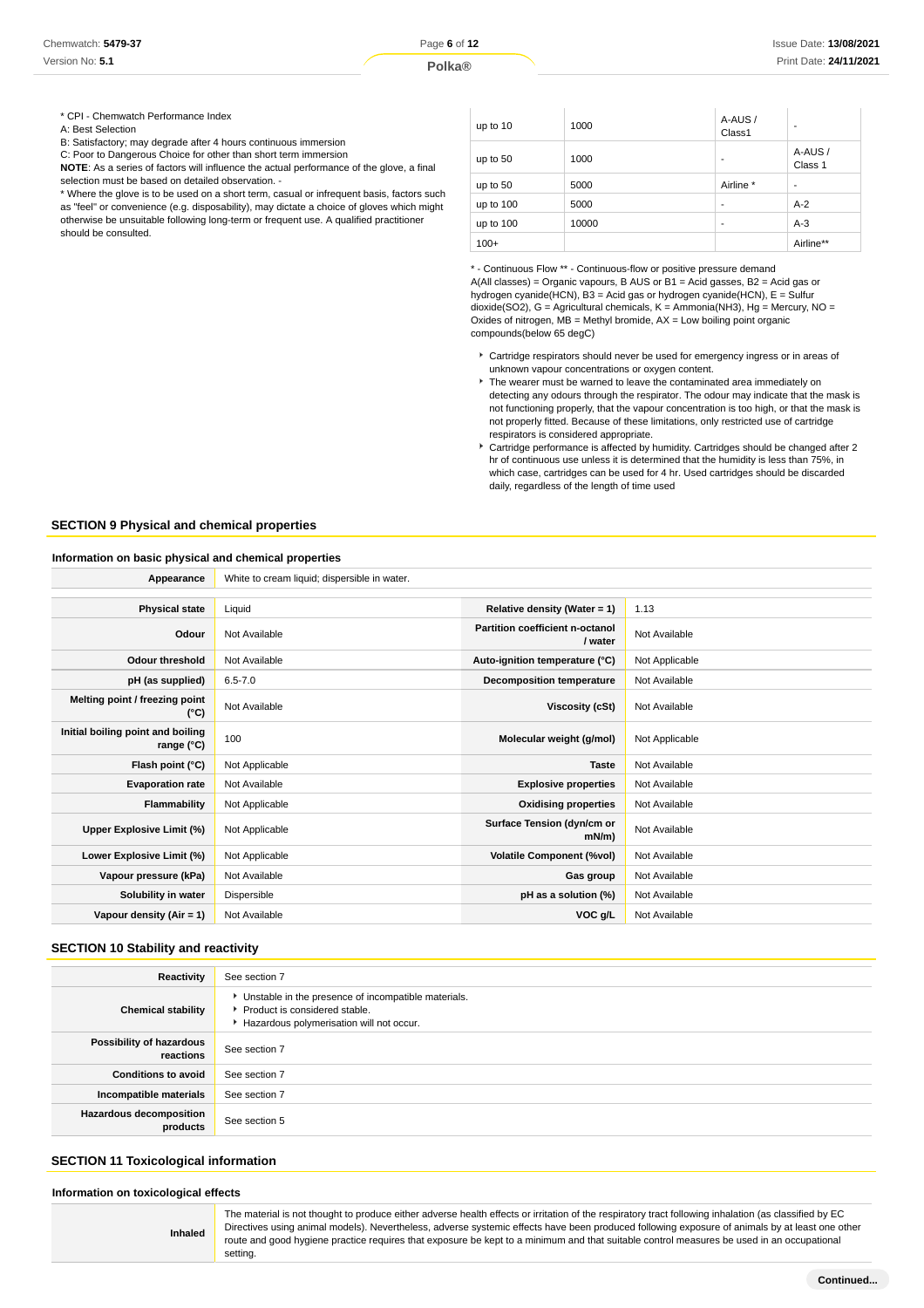* CPI - Chemwatch Performance Index
A: Best Selection
B: Satisfactory; may degrade after 4 hours continuous immersion
C: Poor to Dangerous Choice for other than short term immersion
**NOTE**: As a series of factors will influence the actual performance of the glove, a final selection must be based on detailed observation. -
* Where the glove is to be used on a short term, casual or infrequent basis, factors such as "feel" or convenience (e.g. disposability), may dictate a choice of gloves which might otherwise be unsuitable following long-term or frequent use. A qualified practitioner should be consulted.

| | | | |
|---|---|---|---|
| up to 10 | 1000 | A-AUS / Class1 | - |
| up to 50 | 1000 | - | A-AUS / Class 1 |
| up to 50 | 5000 | Airline * | - |
| up to 100 | 5000 | - | A-2 |
| up to 100 | 10000 | - | A-3 |
| 100+ | | | Airline** |

* - Continuous Flow ** - Continuous-flow or positive pressure demand
A(All classes) = Organic vapours, B AUS or B1 = Acid gasses, B2 = Acid gas or hydrogen cyanide(HCN), B3 = Acid gas or hydrogen cyanide(HCN), E = Sulfur dioxide(SO2), G = Agricultural chemicals, K = Ammonia(NH3), Hg = Mercury, NO = Oxides of nitrogen, MB = Methyl bromide, AX = Low boiling point organic compounds(below 65 degC)

- Cartridge respirators should never be used for emergency ingress or in areas of unknown vapour concentrations or oxygen content.
- The wearer must be warned to leave the contaminated area immediately on detecting any odours through the respirator. The odour may indicate that the mask is not functioning properly, that the vapour concentration is too high, or that the mask is not properly fitted. Because of these limitations, only restricted use of cartridge respirators is considered appropriate.
- Cartridge performance is affected by humidity. Cartridges should be changed after 2 hr of continuous use unless it is determined that the humidity is less than 75%, in which case, cartridges can be used for 4 hr. Used cartridges should be discarded daily, regardless of the length of time used

## SECTION 9 Physical and chemical properties

### Information on basic physical and chemical properties

| | | | |
|---|---|---|---|
| **Appearance** | White to cream liquid; dispersible in water. | | |
| **Physical state** | Liquid | **Relative density (Water = 1)** | 1.13 |
| **Odour** | Not Available | **Partition coefficient n-octanol / water** | Not Available |
| **Odour threshold** | Not Available | **Auto-ignition temperature (°C)** | Not Applicable |
| **pH (as supplied)** | 6.5-7.0 | **Decomposition temperature** | Not Available |
| **Melting point / freezing point (°C)** | Not Available | **Viscosity (cSt)** | Not Available |
| **Initial boiling point and boiling range (°C)** | 100 | **Molecular weight (g/mol)** | Not Applicable |
| **Flash point (°C)** | Not Applicable | **Taste** | Not Available |
| **Evaporation rate** | Not Available | **Explosive properties** | Not Available |
| **Flammability** | Not Applicable | **Oxidising properties** | Not Available |
| **Upper Explosive Limit (%)** | Not Applicable | **Surface Tension (dyn/cm or mN/m)** | Not Available |
| **Lower Explosive Limit (%)** | Not Applicable | **Volatile Component (%vol)** | Not Available |
| **Vapour pressure (kPa)** | Not Available | **Gas group** | Not Available |
| **Solubility in water** | Dispersible | **pH as a solution (%)** | Not Available |
| **Vapour density (Air = 1)** | Not Available | **VOC g/L** | Not Available |

## SECTION 10 Stability and reactivity

| | |
|---|---|
| **Reactivity** | See section 7 |
| **Chemical stability** | ‣ Unstable in the presence of incompatible materials.<br>‣ Product is considered stable.<br>‣ Hazardous polymerisation will not occur. |
| **Possibility of hazardous reactions** | See section 7 |
| **Conditions to avoid** | See section 7 |
| **Incompatible materials** | See section 7 |
| **Hazardous decomposition products** | See section 5 |

## SECTION 11 Toxicological information

### Information on toxicological effects

| | |
|---|---|
| **Inhaled** | The material is not thought to produce either adverse health effects or irritation of the respiratory tract following inhalation (as classified by EC Directives using animal models). Nevertheless, adverse systemic effects have been produced following exposure of animals by at least one other route and good hygiene practice requires that exposure be kept to a minimum and that suitable control measures be used in an occupational setting. |

Continued...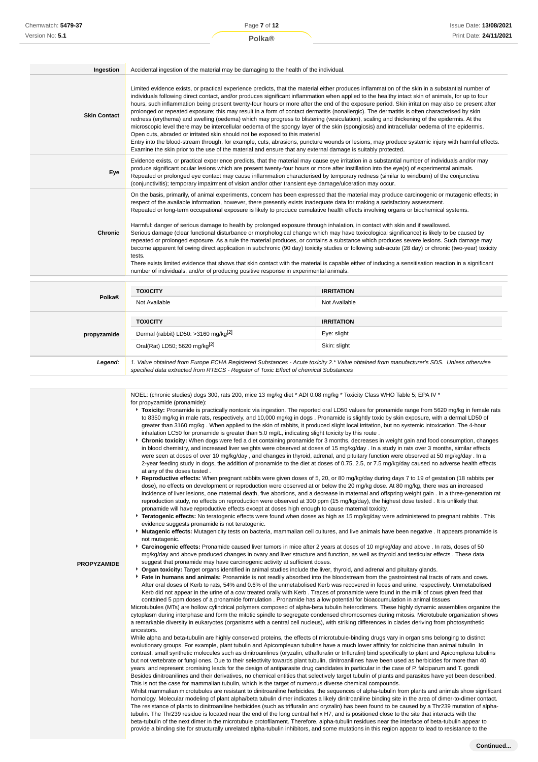| | |
|---|---|
| **Ingestion** | Accidental ingestion of the material may be damaging to the health of the individual. |
| **Skin Contact** | Limited evidence exists, or practical experience predicts, that the material either produces inflammation of the skin in a substantial number of individuals following direct contact, and/or produces significant inflammation when applied to the healthy intact skin of animals, for up to four hours, such inflammation being present twenty-four hours or more after the end of the exposure period. Skin irritation may also be present after prolonged or repeated exposure; this may result in a form of contact dermatitis (nonallergic). The dermatitis is often characterised by skin redness (erythema) and swelling (oedema) which may progress to blistering (vesiculation), scaling and thickening of the epidermis. At the microscopic level there may be intercellular oedema of the spongy layer of the skin (spongiosis) and intracellular oedema of the epidermis.<br>Open cuts, abraded or irritated skin should not be exposed to this material<br>Entry into the blood-stream through, for example, cuts, abrasions, puncture wounds or lesions, may produce systemic injury with harmful effects. Examine the skin prior to the use of the material and ensure that any external damage is suitably protected. |
| **Eye** | Evidence exists, or practical experience predicts, that the material may cause eye irritation in a substantial number of individuals and/or may produce significant ocular lesions which are present twenty-four hours or more after instillation into the eye(s) of experimental animals.<br>Repeated or prolonged eye contact may cause inflammation characterised by temporary redness (similar to windburn) of the conjunctiva (conjunctivitis); temporary impairment of vision and/or other transient eye damage/ulceration may occur. |
| **Chronic** | On the basis, primarily, of animal experiments, concern has been expressed that the material may produce carcinogenic or mutagenic effects; in respect of the available information, however, there presently exists inadequate data for making a satisfactory assessment.<br>Repeated or long-term occupational exposure is likely to produce cumulative health effects involving organs or biochemical systems.<br><br>Harmful: danger of serious damage to health by prolonged exposure through inhalation, in contact with skin and if swallowed.<br>Serious damage (clear functional disturbance or morphological change which may have toxicological significance) is likely to be caused by repeated or prolonged exposure. As a rule the material produces, or contains a substance which produces severe lesions. Such damage may become apparent following direct application in subchronic (90 day) toxicity studies or following sub-acute (28 day) or chronic (two-year) toxicity tests.<br>There exists limited evidence that shows that skin contact with the material is capable either of inducing a sensitisation reaction in a significant number of individuals, and/or of producing positive response in experimental animals. |

| | TOXICITY | IRRITATION |
|---|---|---|
| **Polka®** | Not Available | Not Available |
| **propyzamide** | Dermal (rabbit) LD50: >3160 mg/kg[2] | Eye: slight |
| | Oral(Rat) LD50; 5620 mg/kg[2] | Skin: slight |
| ***Legend:*** | *1. Value obtained from Europe ECHA Registered Substances - Acute toxicity 2.\* Value obtained from manufacturer's SDS. Unless otherwise specified data extracted from RTECS - Register of Toxic Effect of chemical Substances* | |

**PROPYZAMIDE**

NOEL: (chronic studies) dogs 300, rats 200, mice 13 mg/kg diet * ADI 0.08 mg/kg * Toxicity Class WHO Table 5; EPA IV *
for propyzamide (pronamide):

- **Toxicity:** Pronamide is practically nontoxic via ingestion. The reported oral LD50 values for pronamide range from 5620 mg/kg in female rats to 8350 mg/kg in male rats, respectively, and 10,000 mg/kg in dogs . Pronamide is slightly toxic by skin exposure, with a dermal LD50 of greater than 3160 mg/kg . When applied to the skin of rabbits, it produced slight local irritation, but no systemic intoxication. The 4-hour inhalation LC50 for pronamide is greater than 5.0 mg/L, indicating slight toxicity by this route .
- **Chronic toxicity:** When dogs were fed a diet containing pronamide for 3 months, decreases in weight gain and food consumption, changes in blood chemistry, and increased liver weights were observed at doses of 15 mg/kg/day . In a study in rats over 3 months, similar effects were seen at doses of over 10 mg/kg/day , and changes in thyroid, adrenal, and pituitary function were observed at 50 mg/kg/day . In a 2-year feeding study in dogs, the addition of pronamide to the diet at doses of 0.75, 2.5, or 7.5 mg/kg/day caused no adverse health effects at any of the doses tested .
- **Reproductive effects:** When pregnant rabbits were given doses of 5, 20, or 80 mg/kg/day during days 7 to 19 of gestation (18 rabbits per dose), no effects on development or reproduction were observed at or below the 20 mg/kg dose. At 80 mg/kg, there was an increased incidence of liver lesions, one maternal death, five abortions, and a decrease in maternal and offspring weight gain . In a three-generation rat reproduction study, no effects on reproduction were observed at 300 ppm (15 mg/kg/day), the highest dose tested . It is unlikely that pronamide will have reproductive effects except at doses high enough to cause maternal toxicity.
- **Teratogenic effects:** No teratogenic effects were found when doses as high as 15 mg/kg/day were administered to pregnant rabbits . This evidence suggests pronamide is not teratogenic.
- **Mutagenic effects:** Mutagenicity tests on bacteria, mammalian cell cultures, and live animals have been negative . It appears pronamide is not mutagenic.
- **Carcinogenic effects:** Pronamide caused liver tumors in mice after 2 years at doses of 10 mg/kg/day and above . In rats, doses of 50 mg/kg/day and above produced changes in ovary and liver structure and function, as well as thyroid and testicular effects . These data suggest that pronamide may have carcinogenic activity at sufficient doses.
- **Organ toxicity:** Target organs identified in animal studies include the liver, thyroid, and adrenal and pituitary glands.
- **Fate in humans and animals:** Pronamide is not readily absorbed into the bloodstream from the gastrointestinal tracts of rats and cows. After oral doses of Kerb to rats, 54% and 0.6% of the unmetabolised Kerb was recovered in feces and urine, respectively. Unmetabolised Kerb did not appear in the urine of a cow treated orally with Kerb . Traces of pronamide were found in the milk of cows given feed that contained 5 ppm doses of a pronamide formulation . Pronamide has a low potential for bioaccumulation in animal tissues

Microtubules (MTs) are hollow cylindrical polymers composed of alpha-beta tubulin heterodimers. These highly dynamic assemblies organize the cytoplasm during interphase and form the mitotic spindle to segregate condensed chromosomes during mitosis. Microtubule organization shows a remarkable diversity in eukaryotes (organisms with a central cell nucleus), with striking differences in clades deriving from photosynthetic ancestors.

While alpha and beta-tubulin are highly conserved proteins, the effects of microtubule-binding drugs vary in organisms belonging to distinct evolutionary groups. For example, plant tubulin and Apicomplexan tubulins have a much lower affinity for colchicine than animal tubulin In contrast, small synthetic molecules such as dinitroanilines (oryzalin, ethafluralin or trifluralin) bind specifically to plant and Apicomplexa tubulins but not vertebrate or fungi ones. Due to their selectivity towards plant tubulin, dinitroanilines have been used as herbicides for more than 40 years and represent promising leads for the design of antiparasite drug candidates in particular in the case of P. falciparum and T. gondii Besides dinitroanilines and their derivatives, no chemical entities that selectively target tubulin of plants and parasites have yet been described. This is not the case for mammalian tubulin, which is the target of numerous diverse chemical compounds.

Whilst mammalian microtubules are resistant to dinitroaniline herbicides, the sequences of alpha-tubulin from plants and animals show significant homology. Molecular modeling of plant alpha/beta tubulin dimer indicates a likely dinitroaniline binding site in the area of dimer-to-dimer contact. The resistance of plants to dinitroaniline herbicides (such as trifluralin and oryzalin) has been found to be caused by a Thr239 mutation of alpha-tubulin. The Thr239 residue is located near the end of the long central helix H7, and is positioned close to the site that interacts with the beta-tubulin of the next dimer in the microtubule protofilament. Therefore, alpha-tubulin residues near the interface of beta-tubulin appear to provide a binding site for structurally unrelated alpha-tubulin inhibitors, and some mutations in this region appear to lead to resistance to the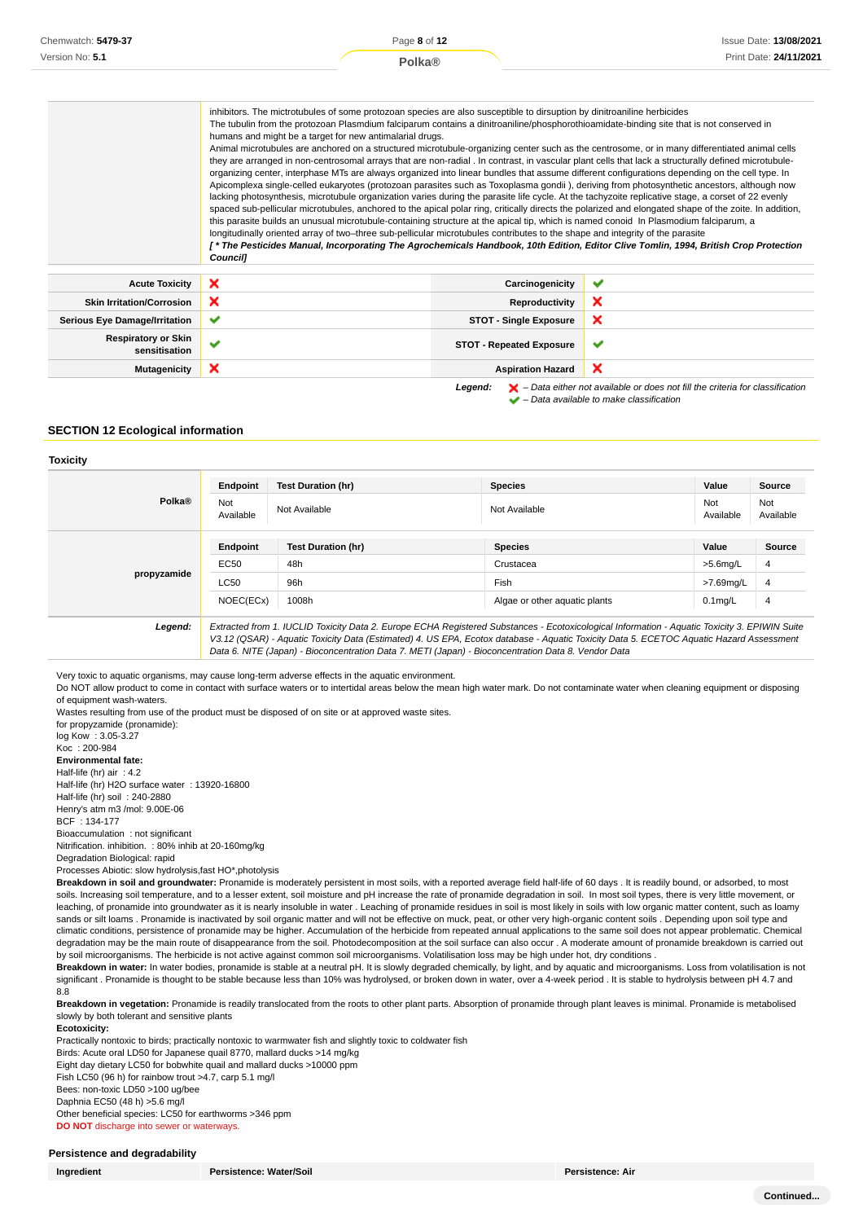| | |
|---|---|
| | inhibitors. The mictrotubules of some protozoan species are also susceptible to disruption by dinitroaniline herbicides<br>The tubulin from the protozoan Plasmdium falciparum contains a dinitroaniline/phosphorothioamidate-binding site that is not conserved in humans and might be a target for new antimalarial drugs.<br>Animal microtubules are anchored on a structured microtubule-organizing center such as the centrosome, or in many differentiated animal cells they are arranged in non-centrosomal arrays that are non-radial . In contrast, in vascular plant cells that lack a structurally defined microtubule-organizing center, interphase MTs are always organized into linear bundles that assume different configurations depending on the cell type. In Apicomplexa single-celled eukaryotes (protozoan parasites such as Toxoplasma gondii ), deriving from photosynthetic ancestors, although now lacking photosynthesis, microtubule organization varies during the parasite life cycle. At the tachyzoite replicative stage, a corset of 22 evenly spaced sub-pellicular microtubules, anchored to the apical polar ring, critically directs the polarized and elongated shape of the zoite. In addition, this parasite builds an unusual microtubule-containing structure at the apical tip, which is named conoid In Plasmodium falciparum, a longitudinally oriented array of two–three sub-pellicular microtubules contributes to the shape and integrity of the parasite<br>***[ * The Pesticides Manual, Incorporating The Agrochemicals Handbook, 10th Edition, Editor Clive Tomlin, 1994, British Crop Protection Council]*** |

| | | | |
|---|---|---|---|
| **Acute Toxicity** | ❌ | **Carcinogenicity** | ✔ |
| **Skin Irritation/Corrosion** | ❌ | **Reproductivity** | ❌ |
| **Serious Eye Damage/Irritation** | ✔ | **STOT - Single Exposure** | ❌ |
| **Respiratory or Skin sensitisation** | ✔ | **STOT - Repeated Exposure** | ✔ |
| **Mutagenicity** | ❌ | **Aspiration Hazard** | ❌ |

***Legend:*** ❌ *– Data either not available or does not fill the criteria for classification*
✔ *– Data available to make classification*

## SECTION 12 Ecological information

### Toxicity

| | Endpoint | Test Duration (hr) | Species | Value | Source |
|---|---|---|---|---|---|
| **Polka®** | Not Available | Not Available | Not Available | Not Available | Not Available |
| **propyzamide** | **Endpoint** | **Test Duration (hr)** | **Species** | **Value** | **Source** |
| | EC50 | 48h | Crustacea | >5.6mg/L | 4 |
| | LC50 | 96h | Fish | >7.69mg/L | 4 |
| | NOEC(ECx) | 1008h | Algae or other aquatic plants | 0.1mg/L | 4 |
| ***Legend:*** | *Extracted from 1. IUCLID Toxicity Data 2. Europe ECHA Registered Substances - Ecotoxicological Information - Aquatic Toxicity 3. EPIWIN Suite V3.12 (QSAR) - Aquatic Toxicity Data (Estimated) 4. US EPA, Ecotox database - Aquatic Toxicity Data 5. ECETOC Aquatic Hazard Assessment Data 6. NITE (Japan) - Bioconcentration Data 7. METI (Japan) - Bioconcentration Data 8. Vendor Data* | | | | |

Very toxic to aquatic organisms, may cause long-term adverse effects in the aquatic environment.
Do NOT allow product to come in contact with surface waters or to intertidal areas below the mean high water mark. Do not contaminate water when cleaning equipment or disposing of equipment wash-waters.
Wastes resulting from use of the product must be disposed of on site or at approved waste sites.
for propyzamide (pronamide):
log Kow : 3.05-3.27
Koc : 200-984
**Environmental fate:**
Half-life (hr) air : 4.2
Half-life (hr) H2O surface water : 13920-16800
Half-life (hr) soil : 240-2880
Henry's atm m3 /mol: 9.00E-06
BCF : 134-177
Bioaccumulation : not significant
Nitrification. inhibition. : 80% inhib at 20-160mg/kg
Degradation Biological: rapid
Processes Abiotic: slow hydrolysis,fast HO*,photolysis
**Breakdown in soil and groundwater:** Pronamide is moderately persistent in most soils, with a reported average field half-life of 60 days . It is readily bound, or adsorbed, to most soils. Increasing soil temperature, and to a lesser extent, soil moisture and pH increase the rate of pronamide degradation in soil. In most soil types, there is very little movement, or leaching, of pronamide into groundwater as it is nearly insoluble in water . Leaching of pronamide residues in soil is most likely in soils with low organic matter content, such as loamy sands or silt loams . Pronamide is inactivated by soil organic matter and will not be effective on muck, peat, or other very high-organic content soils . Depending upon soil type and climatic conditions, persistence of pronamide may be higher. Accumulation of the herbicide from repeated annual applications to the same soil does not appear problematic. Chemical degradation may be the main route of disappearance from the soil. Photodecomposition at the soil surface can also occur . A moderate amount of pronamide breakdown is carried out by soil microorganisms. The herbicide is not active against common soil microorganisms. Volatilisation loss may be high under hot, dry conditions .
**Breakdown in water:** In water bodies, pronamide is stable at a neutral pH. It is slowly degraded chemically, by light, and by aquatic and microorganisms. Loss from volatilisation is not significant . Pronamide is thought to be stable because less than 10% was hydrolysed, or broken down in water, over a 4-week period . It is stable to hydrolysis between pH 4.7 and 8.8
**Breakdown in vegetation:** Pronamide is readily translocated from the roots to other plant parts. Absorption of pronamide through plant leaves is minimal. Pronamide is metabolised slowly by both tolerant and sensitive plants
**Ecotoxicity:**
Practically nontoxic to birds; practically nontoxic to warmwater fish and slightly toxic to coldwater fish
Birds: Acute oral LD50 for Japanese quail 8770, mallard ducks >14 mg/kg
Eight day dietary LC50 for bobwhite quail and mallard ducks >10000 ppm
Fish LC50 (96 h) for rainbow trout >4.7, carp 5.1 mg/l
Bees: non-toxic LD50 >100 ug/bee
Daphnia EC50 (48 h) >5.6 mg/l
Other beneficial species: LC50 for earthworms >346 ppm
**DO NOT** discharge into sewer or waterways.

### Persistence and degradability

| Ingredient | Persistence: Water/Soil | Persistence: Air |
|---|---|---|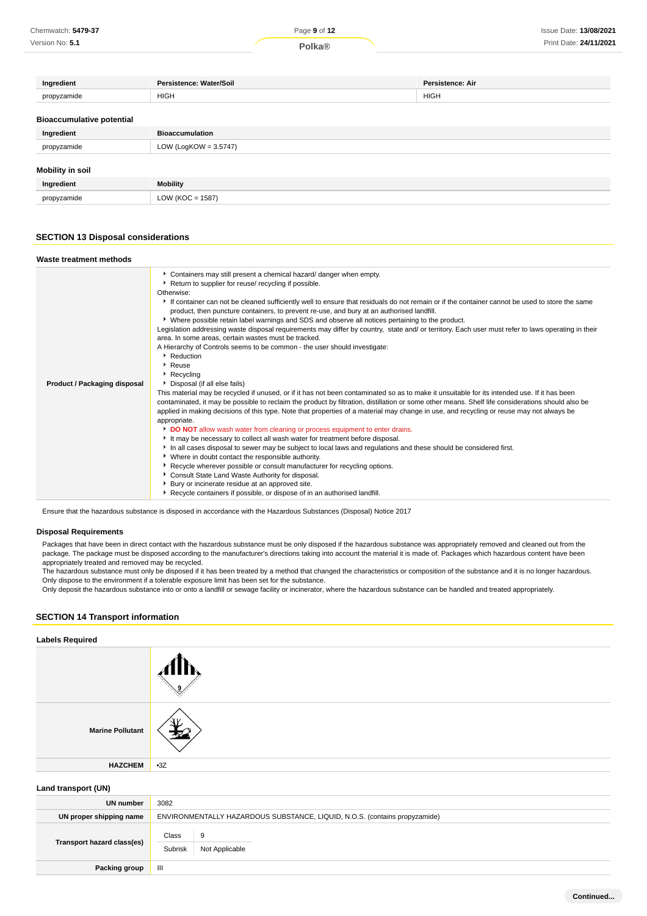| Ingredient | Persistence: Water/Soil | Persistence: Air |
|---|---|---|
| propyzamide | HIGH | HIGH |

### Bioaccumulative potential

| Ingredient | Bioaccumulation |
|---|---|
| propyzamide | LOW (LogKOW = 3.5747) |

### Mobility in soil

| Ingredient | Mobility |
|---|---|
| propyzamide | LOW (KOC = 1587) |

## SECTION 13 Disposal considerations

### Waste treatment methods

**Product / Packaging disposal**

- Containers may still present a chemical hazard/ danger when empty.
- Return to supplier for reuse/ recycling if possible.

Otherwise:

- If container can not be cleaned sufficiently well to ensure that residuals do not remain or if the container cannot be used to store the same product, then puncture containers, to prevent re-use, and bury at an authorised landfill.
- Where possible retain label warnings and SDS and observe all notices pertaining to the product.

Legislation addressing waste disposal requirements may differ by country, state and/ or territory. Each user must refer to laws operating in their area. In some areas, certain wastes must be tracked.

A Hierarchy of Controls seems to be common - the user should investigate:

- Reduction
- Reuse
- Recycling
- Disposal (if all else fails)

This material may be recycled if unused, or if it has not been contaminated so as to make it unsuitable for its intended use. If it has been contaminated, it may be possible to reclaim the product by filtration, distillation or some other means. Shelf life considerations should also be applied in making decisions of this type. Note that properties of a material may change in use, and recycling or reuse may not always be appropriate.

- **DO NOT** allow wash water from cleaning or process equipment to enter drains.
- It may be necessary to collect all wash water for treatment before disposal.
- In all cases disposal to sewer may be subject to local laws and regulations and these should be considered first.
- Where in doubt contact the responsible authority.
- Recycle wherever possible or consult manufacturer for recycling options.
- Consult State Land Waste Authority for disposal.
- Bury or incinerate residue at an approved site.
- Recycle containers if possible, or dispose of in an authorised landfill.

Ensure that the hazardous substance is disposed in accordance with the Hazardous Substances (Disposal) Notice 2017

### Disposal Requirements

Packages that have been in direct contact with the hazardous substance must be only disposed if the hazardous substance was appropriately removed and cleaned out from the package. The package must be disposed according to the manufacturer's directions taking into account the material it is made of. Packages which hazardous content have been appropriately treated and removed may be recycled.
The hazardous substance must only be disposed if it has been treated by a method that changed the characteristics or composition of the substance and it is no longer hazardous.
Only dispose to the environment if a tolerable exposure limit has been set for the substance.
Only deposit the hazardous substance into or onto a landfill or sewage facility or incinerator, where the hazardous substance can be handled and treated appropriately.

## SECTION 14 Transport information

### Labels Required

| | |
|---|---|
| | 9 |
| **Marine Pollutant** | |
| **HAZCHEM** | •3Z |

### Land transport (UN)

| | |
|---|---|
| **UN number** | 3082 |
| **UN proper shipping name** | ENVIRONMENTALLY HAZARDOUS SUBSTANCE, LIQUID, N.O.S. (contains propyzamide) |
| **Transport hazard class(es)** | Class: 9<br>Subrisk: Not Applicable |
| **Packing group** | III |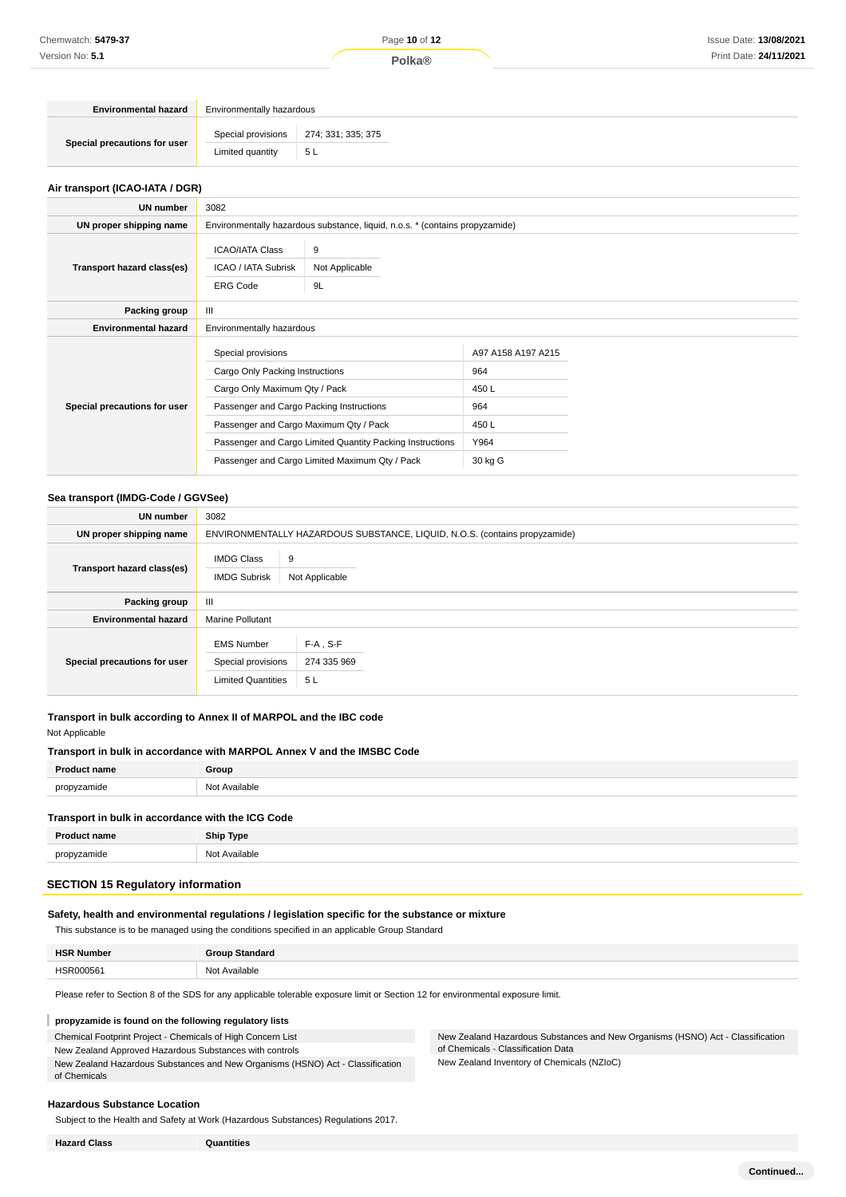| | |
|---|---|
| **Environmental hazard** | Environmentally hazardous |
| **Special precautions for user** | Special provisions: 274; 331; 335; 375<br>Limited quantity: 5 L |

### Air transport (ICAO-IATA / DGR)

| | |
|---|---|
| **UN number** | 3082 |
| **UN proper shipping name** | Environmentally hazardous substance, liquid, n.o.s. * (contains propyzamide) |
| **Transport hazard class(es)** | ICAO/IATA Class: 9<br>ICAO / IATA Subrisk: Not Applicable<br>ERG Code: 9L |
| **Packing group** | III |
| **Environmental hazard** | Environmentally hazardous |
| **Special precautions for user** | Special provisions: A97 A158 A197 A215<br>Cargo Only Packing Instructions: 964<br>Cargo Only Maximum Qty / Pack: 450 L<br>Passenger and Cargo Packing Instructions: 964<br>Passenger and Cargo Maximum Qty / Pack: 450 L<br>Passenger and Cargo Limited Quantity Packing Instructions: Y964<br>Passenger and Cargo Limited Maximum Qty / Pack: 30 kg G |

### Sea transport (IMDG-Code / GGVSee)

| | |
|---|---|
| **UN number** | 3082 |
| **UN proper shipping name** | ENVIRONMENTALLY HAZARDOUS SUBSTANCE, LIQUID, N.O.S. (contains propyzamide) |
| **Transport hazard class(es)** | IMDG Class: 9<br>IMDG Subrisk: Not Applicable |
| **Packing group** | III |
| **Environmental hazard** | Marine Pollutant |
| **Special precautions for user** | EMS Number: F-A , S-F<br>Special provisions: 274 335 969<br>Limited Quantities: 5 L |

### Transport in bulk according to Annex II of MARPOL and the IBC code

Not Applicable

### Transport in bulk in accordance with MARPOL Annex V and the IMSBC Code

| Product name | Group |
|---|---|
| propyzamide | Not Available |

### Transport in bulk in accordance with the ICG Code

| Product name | Ship Type |
|---|---|
| propyzamide | Not Available |

## SECTION 15 Regulatory information

### Safety, health and environmental regulations / legislation specific for the substance or mixture

This substance is to be managed using the conditions specified in an applicable Group Standard

| HSR Number | Group Standard |
|---|---|
| HSR000561 | Not Available |

Please refer to Section 8 of the SDS for any applicable tolerable exposure limit or Section 12 for environmental exposure limit.

**propyzamide is found on the following regulatory lists**

- Chemical Footprint Project - Chemicals of High Concern List
- New Zealand Approved Hazardous Substances with controls
- New Zealand Hazardous Substances and New Organisms (HSNO) Act - Classification of Chemicals
- New Zealand Hazardous Substances and New Organisms (HSNO) Act - Classification of Chemicals - Classification Data
- New Zealand Inventory of Chemicals (NZIoC)

### Hazardous Substance Location

Subject to the Health and Safety at Work (Hazardous Substances) Regulations 2017.

| Hazard Class | Quantities |
|---|---|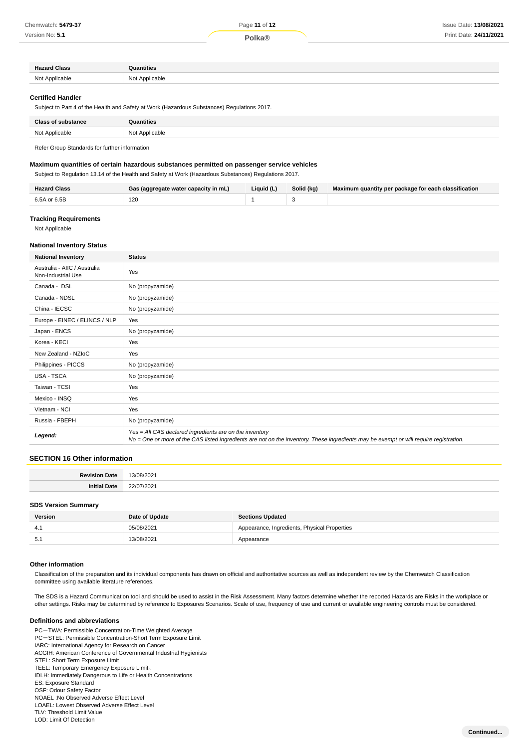| Hazard Class | Quantities |
|---|---|
| Not Applicable | Not Applicable |

### Certified Handler

Subject to Part 4 of the Health and Safety at Work (Hazardous Substances) Regulations 2017.

| Class of substance | Quantities |
|---|---|
| Not Applicable | Not Applicable |

Refer Group Standards for further information

### Maximum quantities of certain hazardous substances permitted on passenger service vehicles

Subject to Regulation 13.14 of the Health and Safety at Work (Hazardous Substances) Regulations 2017.

| Hazard Class | Gas (aggregate water capacity in mL) | Liquid (L) | Solid (kg) | Maximum quantity per package for each classification |
|---|---|---|---|---|
| 6.5A or 6.5B | 120 | 1 | 3 | |

### Tracking Requirements

Not Applicable

### National Inventory Status

| National Inventory | Status |
|---|---|
| Australia - AIIC / Australia Non-Industrial Use | Yes |
| Canada - DSL | No (propyzamide) |
| Canada - NDSL | No (propyzamide) |
| China - IECSC | No (propyzamide) |
| Europe - EINEC / ELINCS / NLP | Yes |
| Japan - ENCS | No (propyzamide) |
| Korea - KECI | Yes |
| New Zealand - NZIoC | Yes |
| Philippines - PICCS | No (propyzamide) |
| USA - TSCA | No (propyzamide) |
| Taiwan - TCSI | Yes |
| Mexico - INSQ | Yes |
| Vietnam - NCI | Yes |
| Russia - FBEPH | No (propyzamide) |
| ***Legend:*** | *Yes = All CAS declared ingredients are on the inventory*<br>*No = One or more of the CAS listed ingredients are not on the inventory. These ingredients may be exempt or will require registration.* |

## SECTION 16 Other information

| | |
|---|---|
| **Revision Date** | 13/08/2021 |
| **Initial Date** | 22/07/2021 |

### SDS Version Summary

| Version | Date of Update | Sections Updated |
|---|---|---|
| 4.1 | 05/08/2021 | Appearance, Ingredients, Physical Properties |
| 5.1 | 13/08/2021 | Appearance |

### Other information

Classification of the preparation and its individual components has drawn on official and authoritative sources as well as independent review by the Chemwatch Classification committee using available literature references.

The SDS is a Hazard Communication tool and should be used to assist in the Risk Assessment. Many factors determine whether the reported Hazards are Risks in the workplace or other settings. Risks may be determined by reference to Exposures Scenarios. Scale of use, frequency of use and current or available engineering controls must be considered.

### Definitions and abbreviations

PC－TWA: Permissible Concentration-Time Weighted Average
PC－STEL: Permissible Concentration-Short Term Exposure Limit
IARC: International Agency for Research on Cancer
ACGIH: American Conference of Governmental Industrial Hygienists
STEL: Short Term Exposure Limit
TEEL: Temporary Emergency Exposure Limit。
IDLH: Immediately Dangerous to Life or Health Concentrations
ES: Exposure Standard
OSF: Odour Safety Factor
NOAEL :No Observed Adverse Effect Level
LOAEL: Lowest Observed Adverse Effect Level
TLV: Threshold Limit Value
LOD: Limit Of Detection

**Continued...**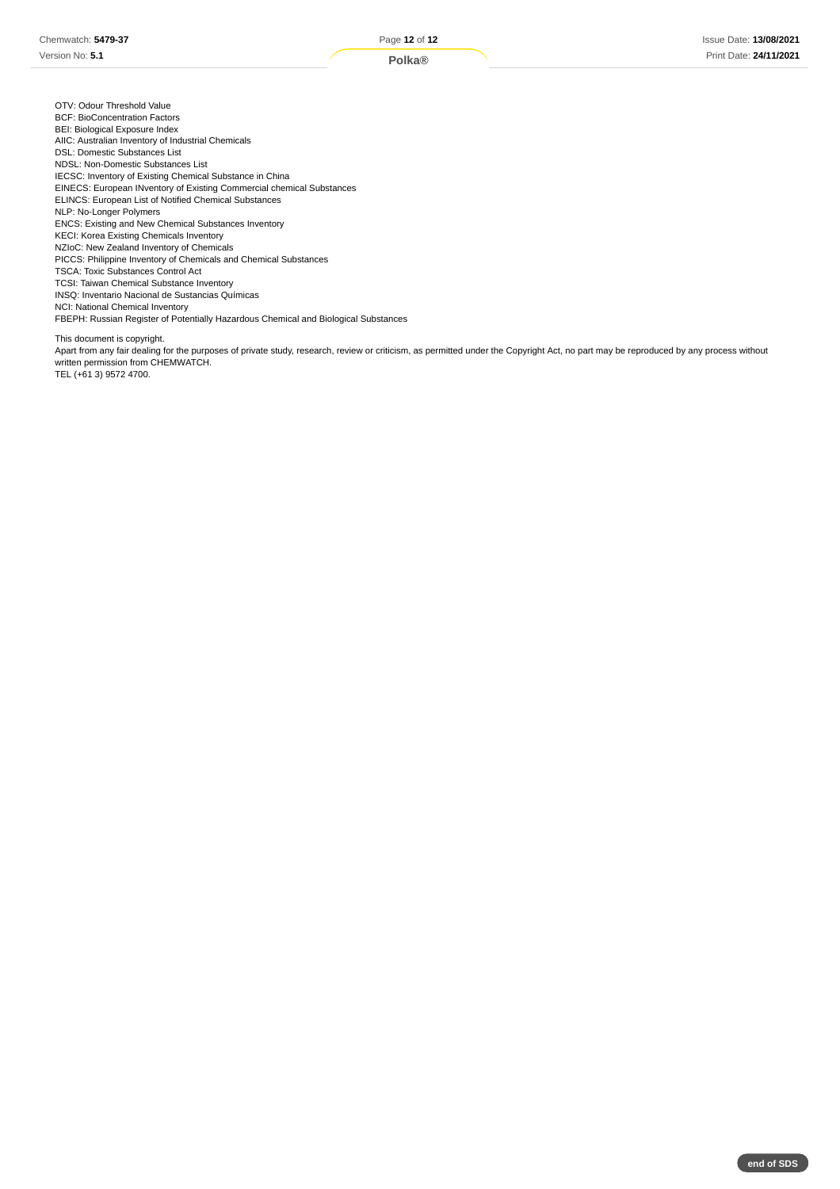OTV: Odour Threshold Value
BCF: BioConcentration Factors
BEI: Biological Exposure Index
AIIC: Australian Inventory of Industrial Chemicals
DSL: Domestic Substances List
NDSL: Non-Domestic Substances List
IECSC: Inventory of Existing Chemical Substance in China
EINECS: European INventory of Existing Commercial chemical Substances
ELINCS: European List of Notified Chemical Substances
NLP: No-Longer Polymers
ENCS: Existing and New Chemical Substances Inventory
KECI: Korea Existing Chemicals Inventory
NZIoC: New Zealand Inventory of Chemicals
PICCS: Philippine Inventory of Chemicals and Chemical Substances
TSCA: Toxic Substances Control Act
TCSI: Taiwan Chemical Substance Inventory
INSQ: Inventario Nacional de Sustancias Químicas
NCI: National Chemical Inventory
FBEPH: Russian Register of Potentially Hazardous Chemical and Biological Substances

This document is copyright.
Apart from any fair dealing for the purposes of private study, research, review or criticism, as permitted under the Copyright Act, no part may be reproduced by any process without written permission from CHEMWATCH.
TEL (+61 3) 9572 4700.

**end of SDS**